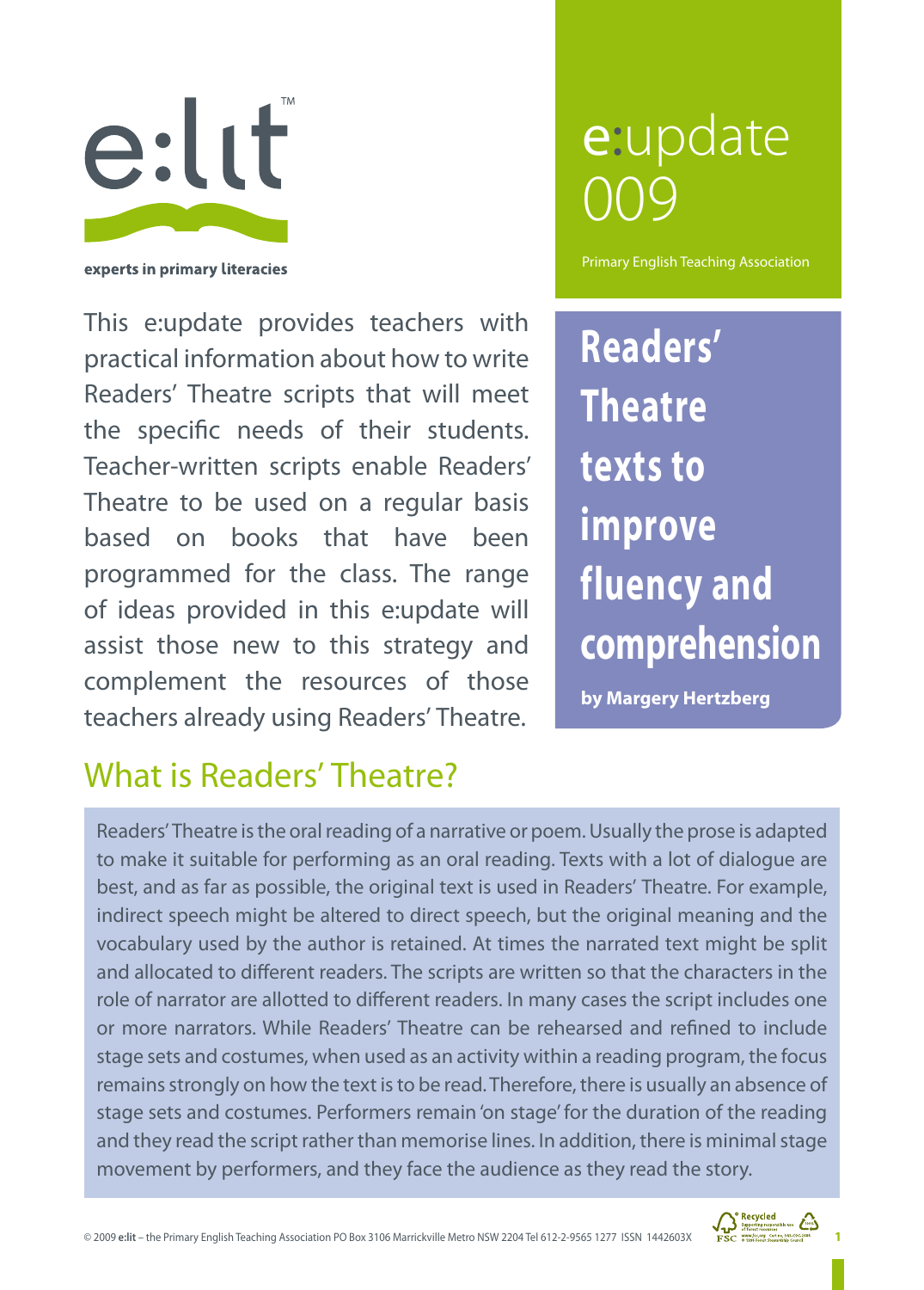e:lit™

**experts in primary literacies**

# e:update 009

Primary English Teaching Association

# Readers' Theatre texts to improve fluency and comprehension

**by Margery Hertzberg**

This e:update provides teachers with practical information about how to write Readers' Theatre scripts that will meet the specific needs of their students. Teacher-written scripts enable Readers' Theatre to be used on a regular basis based on books that have been programmed for the class. The range of ideas provided in this e:update will assist those new to this strategy and complement the resources of those teachers already using Readers' Theatre.

## What is Readers' Theatre?

Readers' Theatre is the oral reading of a narrative or poem. Usually the prose is adapted to make it suitable for performing as an oral reading. Texts with a lot of dialogue are best, and as far as possible, the original text is used in Readers' Theatre. For example, indirect speech might be altered to direct speech, but the original meaning and the vocabulary used by the author is retained. At times the narrated text might be split and allocated to different readers. The scripts are written so that the characters in the role of narrator are allotted to different readers. In many cases the script includes one or more narrators. While Readers' Theatre can be rehearsed and refined to include stage sets and costumes, when used as an activity within a reading program, the focus remains strongly on how the text is to be read. Therefore, there is usually an absence of stage sets and costumes. Performers remain 'on stage' for the duration of the reading and they read the script rather than memorise lines. In addition, there is minimal stage movement by performers, and they face the audience as they read the story.

© 2009 **e:lit** – the Primary English Teaching Association PO Box 3106 Marrickville Metro NSW 2204 Tel 612-2-9565 1277 ISSN 1442603X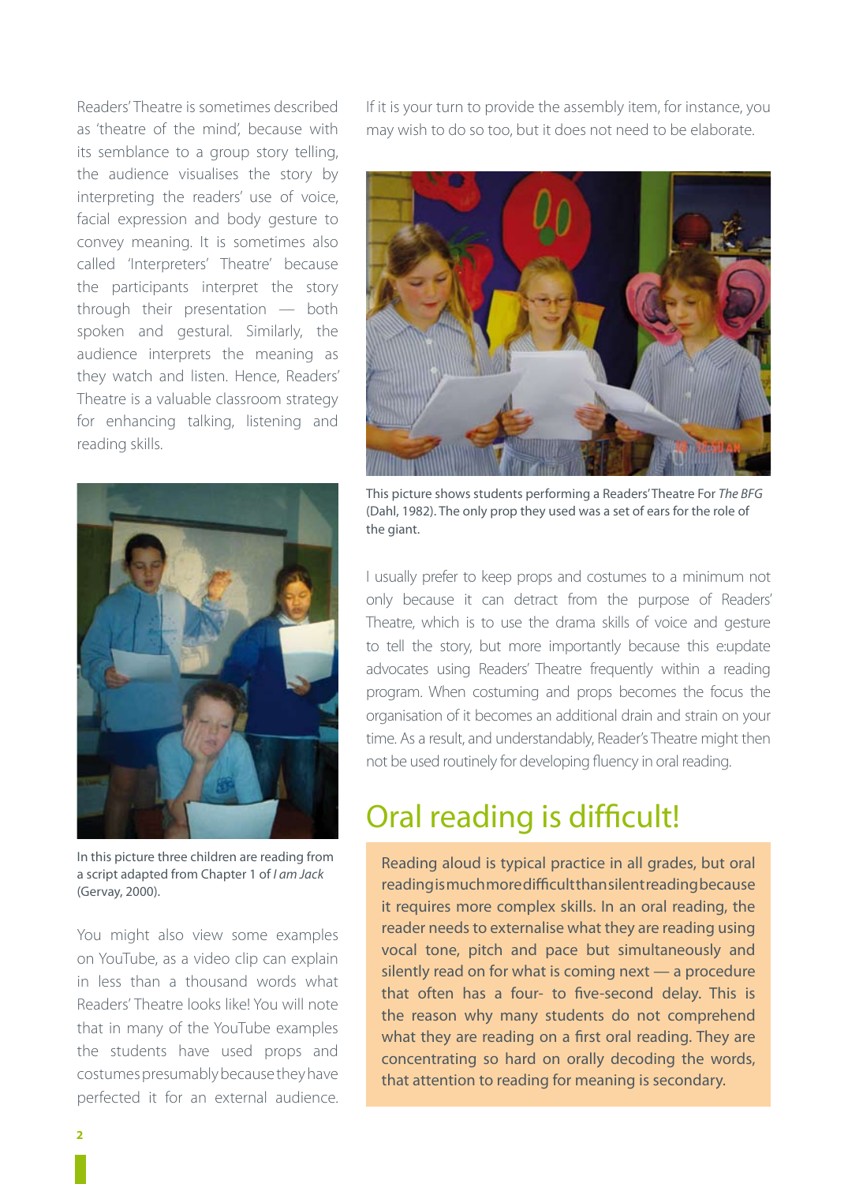Readers' Theatre is sometimes described as 'theatre of the mind', because with its semblance to a group story telling, the audience visualises the story by interpreting the readers' use of voice, facial expression and body gesture to convey meaning. It is sometimes also called 'Interpreters' Theatre' because the participants interpret the story through their presentation — both spoken and gestural. Similarly, the audience interprets the meaning as they watch and listen. Hence, Readers' Theatre is a valuable classroom strategy for enhancing talking, listening and reading skills.

In this picture three children are reading from a script adapted from Chapter 1 of *I am Jack* (Gervay, 2000).

You might also view some examples on YouTube, as a video clip can explain in less than a thousand words what Readers' Theatre looks like! You will note that in many of the YouTube examples the students have used props and costumes presumably because they have perfected it for an external audience. If it is your turn to provide the assembly item, for instance, you may wish to do so too, but it does not need to be elaborate.

This picture shows students performing a Readers' Theatre For *The BFG* (Dahl, 1982). The only prop they used was a set of ears for the role of the giant.

I usually prefer to keep props and costumes to a minimum not only because it can detract from the purpose of Readers' Theatre, which is to use the drama skills of voice and gesture to tell the story, but more importantly because this e:update advocates using Readers' Theatre frequently within a reading program. When costuming and props becomes the focus the organisation of it becomes an additional drain and strain on your time. As a result, and understandably, Reader's Theatre might then not be used routinely for developing fluency in oral reading.

## Oral reading is difficult!

Reading aloud is typical practice in all grades, but oral reading is much more difficult than silent reading because it requires more complex skills. In an oral reading, the reader needs to externalise what they are reading using vocal tone, pitch and pace but simultaneously and silently read on for what is coming next — a procedure that often has a four- to five-second delay. This is the reason why many students do not comprehend what they are reading on a first oral reading. They are concentrating so hard on orally decoding the words, that attention to reading for meaning is secondary.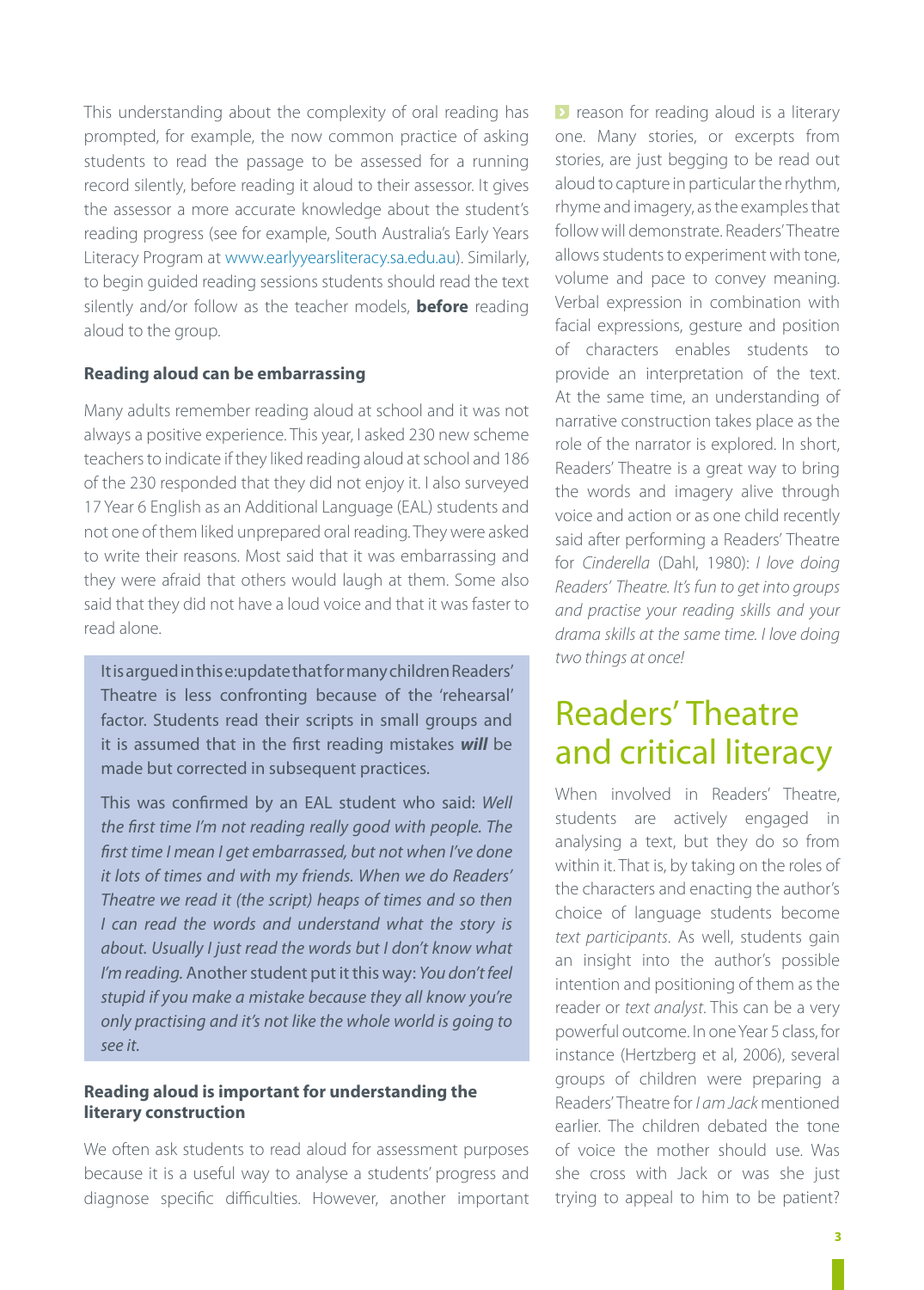This understanding about the complexity of oral reading has prompted, for example, the now common practice of asking students to read the passage to be assessed for a running record silently, before reading it aloud to their assessor. It gives the assessor a more accurate knowledge about the student's reading progress (see for example, South Australia's Early Years Literacy Program at www.earlyyearsliteracy.sa.edu.au). Similarly, to begin guided reading sessions students should read the text silently and/or follow as the teacher models, **before** reading aloud to the group.

### Reading aloud can be embarrassing

Many adults remember reading aloud at school and it was not always a positive experience. This year, I asked 230 new scheme teachers to indicate if they liked reading aloud at school and 186 of the 230 responded that they did not enjoy it. I also surveyed 17 Year 6 English as an Additional Language (EAL) students and not one of them liked unprepared oral reading. They were asked to write their reasons. Most said that it was embarrassing and they were afraid that others would laugh at them. Some also said that they did not have a loud voice and that it was faster to read alone.

It is argued in this e:update that for many children Readers' Theatre is less confronting because of the 'rehearsal' factor. Students read their scripts in small groups and it is assumed that in the first reading mistakes ***will*** be made but corrected in subsequent practices.

This was confirmed by an EAL student who said: *Well the first time I'm not reading really good with people. The first time I mean I get embarrassed, but not when I've done it lots of times and with my friends. When we do Readers' Theatre we read it (the script) heaps of times and so then I can read the words and understand what the story is about. Usually I just read the words but I don't know what I'm reading.* Another student put it this way: *You don't feel stupid if you make a mistake because they all know you're only practising and it's not like the whole world is going to see it.*

### Reading aloud is important for understanding the literary construction

We often ask students to read aloud for assessment purposes because it is a useful way to analyse a students' progress and diagnose specific difficulties. However, another important reason for reading aloud is a literary one. Many stories, or excerpts from stories, are just begging to be read out aloud to capture in particular the rhythm, rhyme and imagery, as the examples that follow will demonstrate. Readers' Theatre allows students to experiment with tone, volume and pace to convey meaning. Verbal expression in combination with facial expressions, gesture and position of characters enables students to provide an interpretation of the text. At the same time, an understanding of narrative construction takes place as the role of the narrator is explored. In short, Readers' Theatre is a great way to bring the words and imagery alive through voice and action or as one child recently said after performing a Readers' Theatre for *Cinderella* (Dahl, 1980): *I love doing Readers' Theatre. It's fun to get into groups and practise your reading skills and your drama skills at the same time. I love doing two things at once!*

## Readers' Theatre and critical literacy

When involved in Readers' Theatre, students are actively engaged in analysing a text, but they do so from within it. That is, by taking on the roles of the characters and enacting the author's choice of language students become *text participants*. As well, students gain an insight into the author's possible intention and positioning of them as the reader or *text analyst*. This can be a very powerful outcome. In one Year 5 class, for instance (Hertzberg et al, 2006), several groups of children were preparing a Readers' Theatre for *I am Jack* mentioned earlier. The children debated the tone of voice the mother should use. Was she cross with Jack or was she just trying to appeal to him to be patient?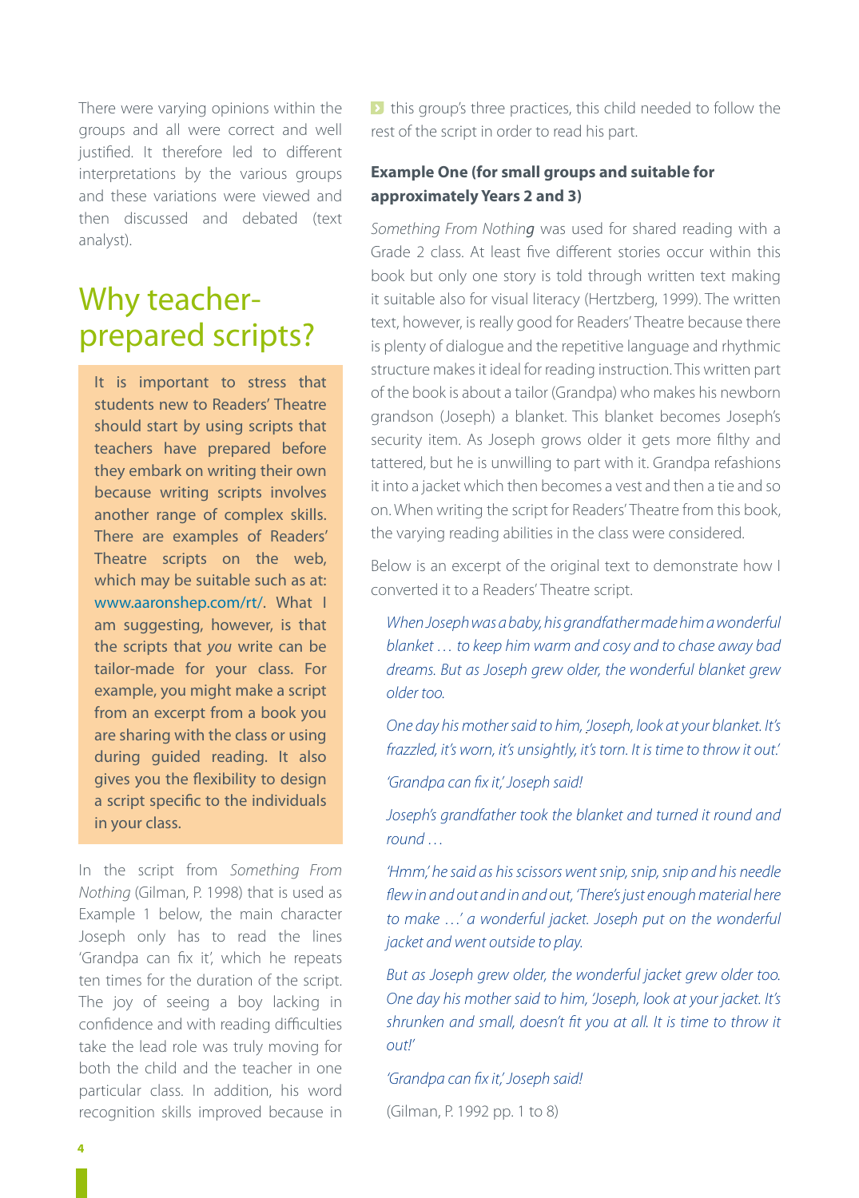There were varying opinions within the groups and all were correct and well justified. It therefore led to different interpretations by the various groups and these variations were viewed and then discussed and debated (text analyst).

## Why teacher-prepared scripts?

It is important to stress that students new to Readers' Theatre should start by using scripts that teachers have prepared before they embark on writing their own because writing scripts involves another range of complex skills. There are examples of Readers' Theatre scripts on the web, which may be suitable such as at: www.aaronshep.com/rt/. What I am suggesting, however, is that the scripts that *you* write can be tailor-made for your class. For example, you might make a script from an excerpt from a book you are sharing with the class or using during guided reading. It also gives you the flexibility to design a script specific to the individuals in your class.

In the script from *Something From Nothing* (Gilman, P. 1998) that is used as Example 1 below, the main character Joseph only has to read the lines 'Grandpa can fix it', which he repeats ten times for the duration of the script. The joy of seeing a boy lacking in confidence and with reading difficulties take the lead role was truly moving for both the child and the teacher in one particular class. In addition, his word recognition skills improved because in this group's three practices, this child needed to follow the rest of the script in order to read his part.

### Example One (for small groups and suitable for approximately Years 2 and 3)

*Something From Nothing* was used for shared reading with a Grade 2 class. At least five different stories occur within this book but only one story is told through written text making it suitable also for visual literacy (Hertzberg, 1999). The written text, however, is really good for Readers' Theatre because there is plenty of dialogue and the repetitive language and rhythmic structure makes it ideal for reading instruction. This written part of the book is about a tailor (Grandpa) who makes his newborn grandson (Joseph) a blanket. This blanket becomes Joseph's security item. As Joseph grows older it gets more filthy and tattered, but he is unwilling to part with it. Grandpa refashions it into a jacket which then becomes a vest and then a tie and so on. When writing the script for Readers' Theatre from this book, the varying reading abilities in the class were considered.

Below is an excerpt of the original text to demonstrate how I converted it to a Readers' Theatre script.

> *When Joseph was a baby, his grandfather made him a wonderful blanket … to keep him warm and cosy and to chase away bad dreams. But as Joseph grew older, the wonderful blanket grew older too.*
>
> *One day his mother said to him, 'Joseph, look at your blanket. It's frazzled, it's worn, it's unsightly, it's torn. It is time to throw it out.'*
>
> *'Grandpa can fix it,' Joseph said!*
>
> *Joseph's grandfather took the blanket and turned it round and round …*
>
> *'Hmm,' he said as his scissors went snip, snip, snip and his needle flew in and out and in and out, 'There's just enough material here to make …' a wonderful jacket. Joseph put on the wonderful jacket and went outside to play.*
>
> *But as Joseph grew older, the wonderful jacket grew older too. One day his mother said to him, 'Joseph, look at your jacket. It's shrunken and small, doesn't fit you at all. It is time to throw it out!'*
>
> *'Grandpa can fix it,' Joseph said!*
>
> (Gilman, P. 1992 pp. 1 to 8)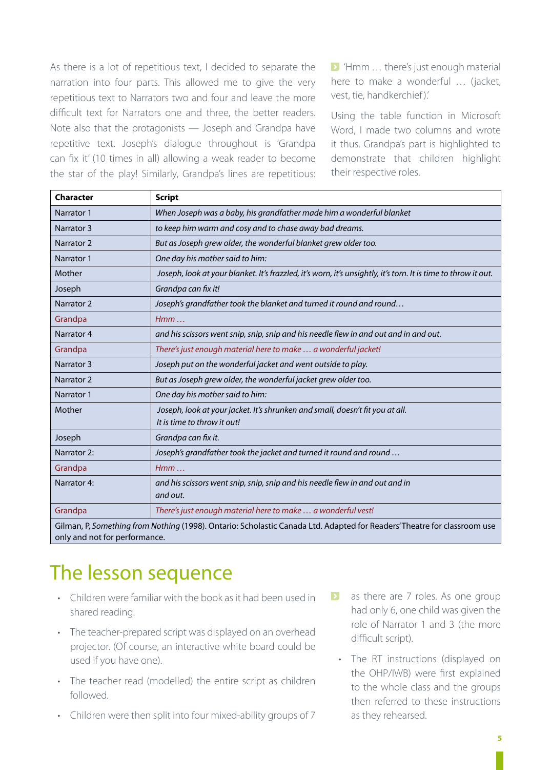As there is a lot of repetitious text, I decided to separate the narration into four parts. This allowed me to give the very repetitious text to Narrators two and four and leave the more difficult text for Narrators one and three, the better readers. Note also that the protagonists — Joseph and Grandpa have repetitive text. Joseph's dialogue throughout is 'Grandpa can fix it' (10 times in all) allowing a weak reader to become the star of the play! Similarly, Grandpa's lines are repetitious: 'Hmm … there's just enough material here to make a wonderful … (jacket, vest, tie, handkerchief).'

Using the table function in Microsoft Word, I made two columns and wrote it thus. Grandpa's part is highlighted to demonstrate that children highlight their respective roles.

| **Character** | **Script** |
|---|---|
| Narrator 1 | *When Joseph was a baby, his grandfather made him a wonderful blanket* |
| Narrator 3 | *to keep him warm and cosy and to chase away bad dreams.* |
| Narrator 2 | *But as Joseph grew older, the wonderful blanket grew older too.* |
| Narrator 1 | *One day his mother said to him:* |
| Mother | *Joseph, look at your blanket. It's frazzled, it's worn, it's unsightly, it's torn. It is time to throw it out.* |
| Joseph | *Grandpa can fix it!* |
| Narrator 2 | *Joseph's grandfather took the blanket and turned it round and round…* |
| Grandpa | *Hmm …* |
| Narrator 4 | *and his scissors went snip, snip, snip and his needle flew in and out and in and out.* |
| Grandpa | *There's just enough material here to make … a wonderful jacket!* |
| Narrator 3 | *Joseph put on the wonderful jacket and went outside to play.* |
| Narrator 2 | *But as Joseph grew older, the wonderful jacket grew older too.* |
| Narrator 1 | *One day his mother said to him:* |
| Mother | *Joseph, look at your jacket. It's shrunken and small, doesn't fit you at all. It is time to throw it out!* |
| Joseph | *Grandpa can fix it.* |
| Narrator 2: | *Joseph's grandfather took the jacket and turned it round and round …* |
| Grandpa | *Hmm …* |
| Narrator 4: | *and his scissors went snip, snip, snip and his needle flew in and out and in and out.* |
| Grandpa | *There's just enough material here to make … a wonderful vest!* |
| Gilman, P, *Something from Nothing* (1998). Ontario: Scholastic Canada Ltd. Adapted for Readers' Theatre for classroom use only and not for performance. | |

# The lesson sequence

- Children were familiar with the book as it had been used in shared reading.
- The teacher-prepared script was displayed on an overhead projector. (Of course, an interactive white board could be used if you have one).
- The teacher read (modelled) the entire script as children followed.
- Children were then split into four mixed-ability groups of 7 as there are 7 roles. As one group had only 6, one child was given the role of Narrator 1 and 3 (the more difficult script).
- The RT instructions (displayed on the OHP/IWB) were first explained to the whole class and the groups then referred to these instructions as they rehearsed.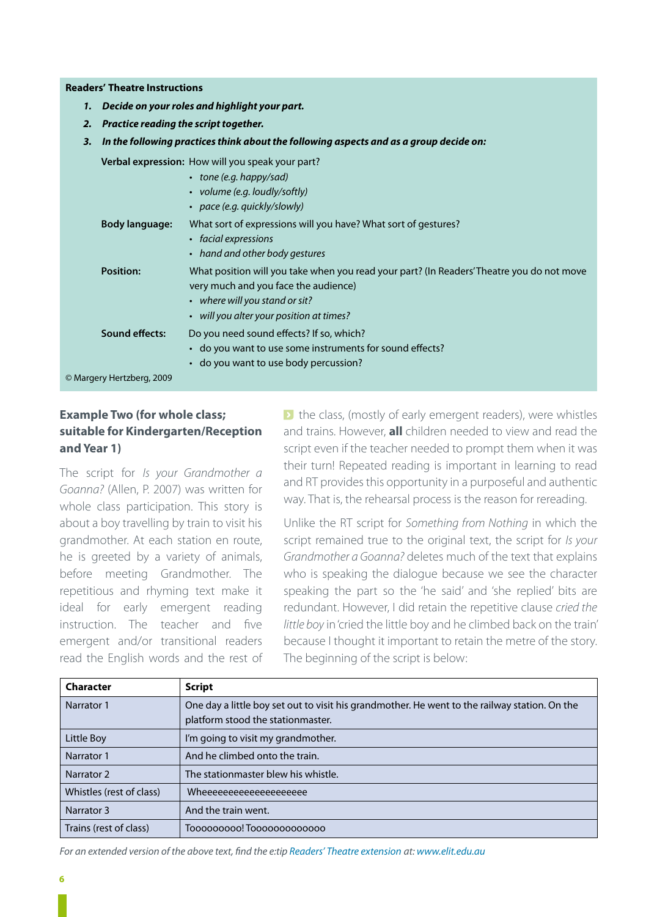**Readers' Theatre Instructions**

1. ***Decide on your roles and highlight your part.***
2. ***Practice reading the script together.***
3. ***In the following practices think about the following aspects and as a group decide on:***

**Verbal expression:** How will you speak your part?
- *tone (e.g. happy/sad)*
- *volume (e.g. loudly/softly)*
- *pace (e.g. quickly/slowly)*

**Body language:** What sort of expressions will you have? What sort of gestures?
- *facial expressions*
- *hand and other body gestures*

**Position:** What position will you take when you read your part? (In Readers' Theatre you do not move very much and you face the audience)
- *where will you stand or sit?*
- *will you alter your position at times?*

**Sound effects:** Do you need sound effects? If so, which?
- do you want to use some instruments for sound effects?
- do you want to use body percussion?

© Margery Hertzberg, 2009

### Example Two (for whole class; suitable for Kindergarten/Reception and Year 1)

The script for *Is your Grandmother a Goanna?* (Allen, P. 2007) was written for whole class participation. This story is about a boy travelling by train to visit his grandmother. At each station en route, he is greeted by a variety of animals, before meeting Grandmother. The repetitious and rhyming text make it ideal for early emergent reading instruction. The teacher and five emergent and/or transitional readers read the English words and the rest of the class, (mostly of early emergent readers), were whistles and trains. However, **all** children needed to view and read the script even if the teacher needed to prompt them when it was their turn! Repeated reading is important in learning to read and RT provides this opportunity in a purposeful and authentic way. That is, the rehearsal process is the reason for rereading.

Unlike the RT script for *Something from Nothing* in which the script remained true to the original text, the script for *Is your Grandmother a Goanna?* deletes much of the text that explains who is speaking the dialogue because we see the character speaking the part so the 'he said' and 'she replied' bits are redundant. However, I did retain the repetitive clause *cried the little boy* in 'cried the little boy and he climbed back on the train' because I thought it important to retain the metre of the story. The beginning of the script is below:

| Character | Script |
|---|---|
| Narrator 1 | One day a little boy set out to visit his grandmother. He went to the railway station. On the platform stood the stationmaster. |
| Little Boy | I'm going to visit my grandmother. |
| Narrator 1 | And he climbed onto the train. |
| Narrator 2 | The stationmaster blew his whistle. |
| Whistles (rest of class) | Wheeeeeeeeeeeeeeeeeee |
| Narrator 3 | And the train went. |
| Trains (rest of class) | Tooooooooo! Tooooooooooooo |

*For an extended version of the above text, find the e:tip Readers' Theatre extension at: www.elit.edu.au*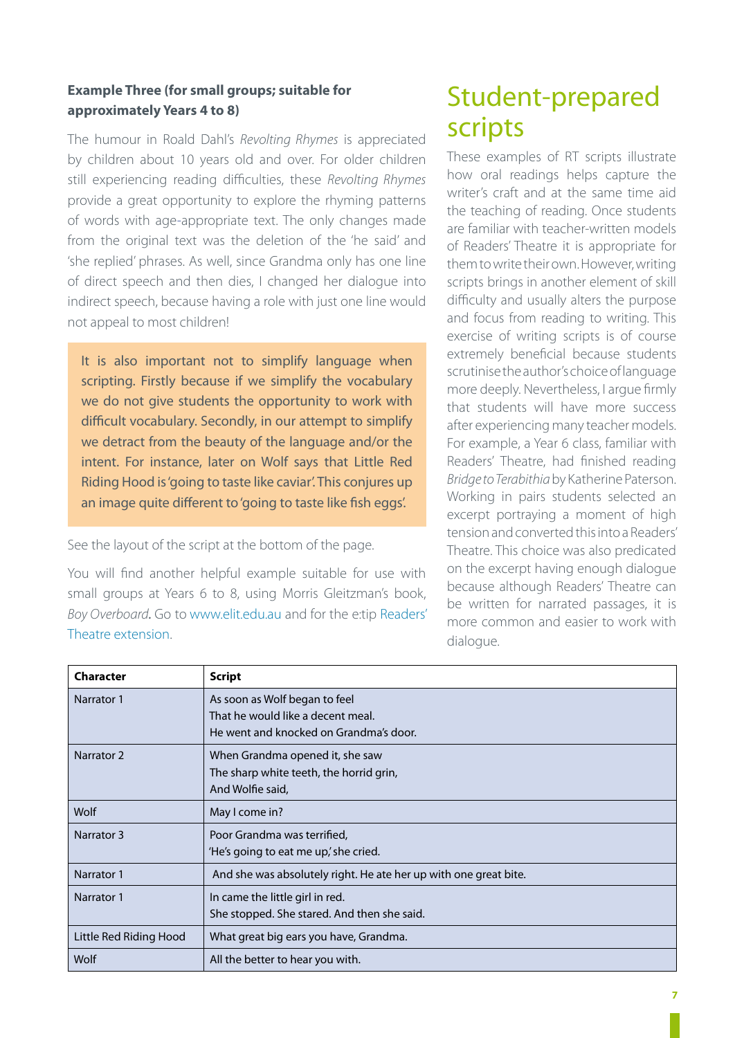**Example Three (for small groups; suitable for approximately Years 4 to 8)**

The humour in Roald Dahl's *Revolting Rhymes* is appreciated by children about 10 years old and over. For older children still experiencing reading difficulties, these *Revolting Rhymes* provide a great opportunity to explore the rhyming patterns of words with age-appropriate text. The only changes made from the original text was the deletion of the 'he said' and 'she replied' phrases. As well, since Grandma only has one line of direct speech and then dies, I changed her dialogue into indirect speech, because having a role with just one line would not appeal to most children!

> It is also important not to simplify language when scripting. Firstly because if we simplify the vocabulary we do not give students the opportunity to work with difficult vocabulary. Secondly, in our attempt to simplify we detract from the beauty of the language and/or the intent. For instance, later on Wolf says that Little Red Riding Hood is 'going to taste like caviar'. This conjures up an image quite different to 'going to taste like fish eggs'.

See the layout of the script at the bottom of the page.

You will find another helpful example suitable for use with small groups at Years 6 to 8, using Morris Gleitzman's book, *Boy Overboard*. Go to www.elit.edu.au and for the e:tip Readers' Theatre extension.

# Student-prepared scripts

These examples of RT scripts illustrate how oral readings helps capture the writer's craft and at the same time aid the teaching of reading. Once students are familiar with teacher-written models of Readers' Theatre it is appropriate for them to write their own. However, writing scripts brings in another element of skill difficulty and usually alters the purpose and focus from reading to writing. This exercise of writing scripts is of course extremely beneficial because students scrutinise the author's choice of language more deeply. Nevertheless, I argue firmly that students will have more success after experiencing many teacher models. For example, a Year 6 class, familiar with Readers' Theatre, had finished reading *Bridge to Terabithia* by Katherine Paterson. Working in pairs students selected an excerpt portraying a moment of high tension and converted this into a Readers' Theatre. This choice was also predicated on the excerpt having enough dialogue because although Readers' Theatre can be written for narrated passages, it is more common and easier to work with dialogue.

| Character | Script |
|---|---|
| Narrator 1 | As soon as Wolf began to feel<br>That he would like a decent meal.<br>He went and knocked on Grandma's door. |
| Narrator 2 | When Grandma opened it, she saw<br>The sharp white teeth, the horrid grin,<br>And Wolfie said, |
| Wolf | May I come in? |
| Narrator 3 | Poor Grandma was terrified,<br>'He's going to eat me up,' she cried. |
| Narrator 1 | And she was absolutely right. He ate her up with one great bite. |
| Narrator 1 | In came the little girl in red.<br>She stopped. She stared. And then she said. |
| Little Red Riding Hood | What great big ears you have, Grandma. |
| Wolf | All the better to hear you with. |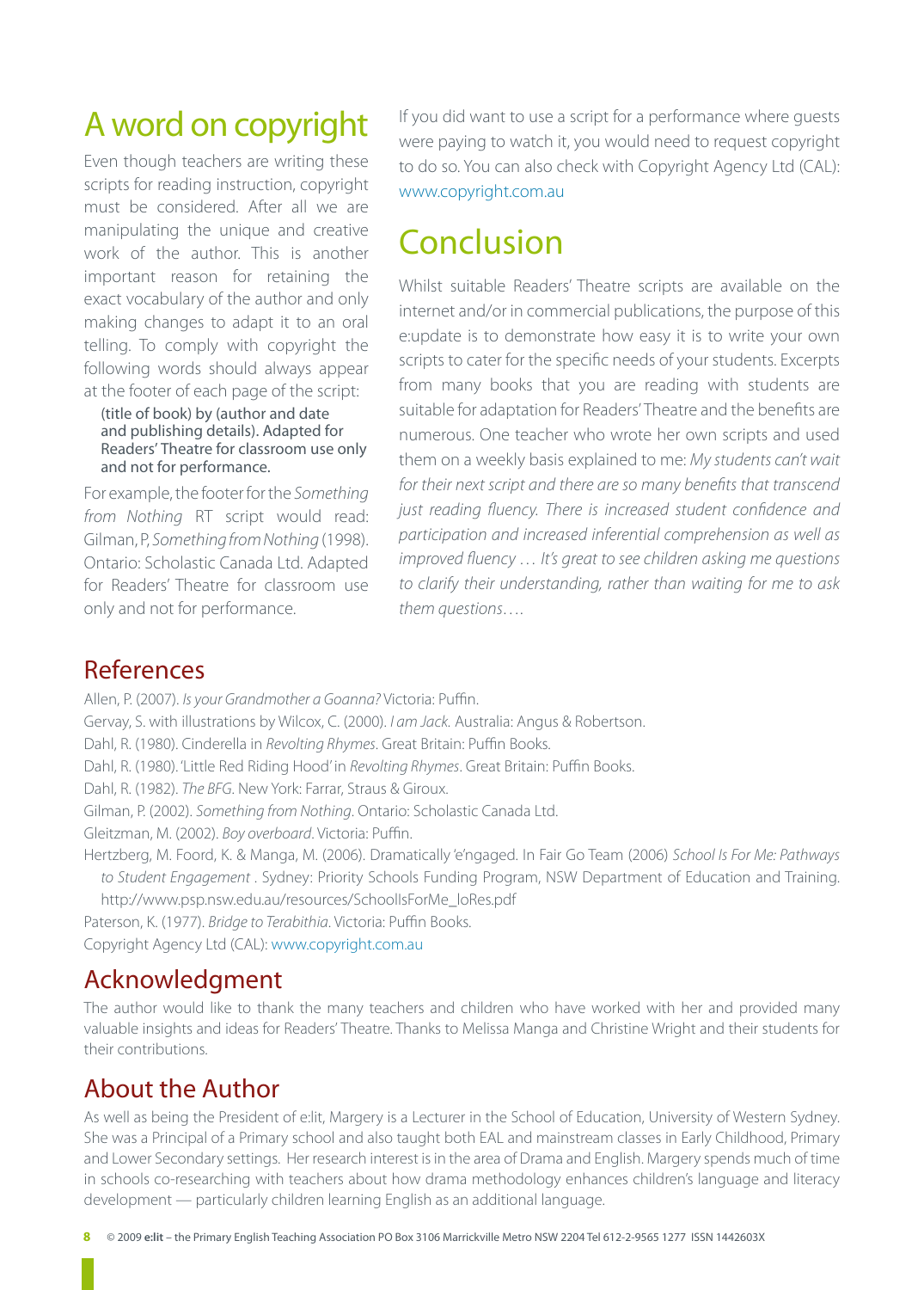## A word on copyright

Even though teachers are writing these scripts for reading instruction, copyright must be considered. After all we are manipulating the unique and creative work of the author. This is another important reason for retaining the exact vocabulary of the author and only making changes to adapt it to an oral telling. To comply with copyright the following words should always appear at the footer of each page of the script:

> (title of book) by (author and date and publishing details). Adapted for Readers' Theatre for classroom use only and not for performance.

For example, the footer for the *Something from Nothing* RT script would read: Gilman, P, *Something from Nothing* (1998). Ontario: Scholastic Canada Ltd. Adapted for Readers' Theatre for classroom use only and not for performance.

If you did want to use a script for a performance where guests were paying to watch it, you would need to request copyright to do so. You can also check with Copyright Agency Ltd (CAL): www.copyright.com.au

## Conclusion

Whilst suitable Readers' Theatre scripts are available on the internet and/or in commercial publications, the purpose of this e:update is to demonstrate how easy it is to write your own scripts to cater for the specific needs of your students. Excerpts from many books that you are reading with students are suitable for adaptation for Readers' Theatre and the benefits are numerous. One teacher who wrote her own scripts and used them on a weekly basis explained to me: *My students can't wait for their next script and there are so many benefits that transcend just reading fluency. There is increased student confidence and participation and increased inferential comprehension as well as improved fluency … It's great to see children asking me questions to clarify their understanding, rather than waiting for me to ask them questions….*

## References

Allen, P. (2007). *Is your Grandmother a Goanna?* Victoria: Puffin.

Gervay, S. with illustrations by Wilcox, C. (2000). *I am Jack.* Australia: Angus & Robertson.

Dahl, R. (1980). Cinderella in *Revolting Rhymes*. Great Britain: Puffin Books.

Dahl, R. (1980). 'Little Red Riding Hood' in *Revolting Rhymes*. Great Britain: Puffin Books.

Dahl, R. (1982). *The BFG*. New York: Farrar, Straus & Giroux.

Gilman, P. (2002). *Something from Nothing*. Ontario: Scholastic Canada Ltd.

Gleitzman, M. (2002). *Boy overboard*. Victoria: Puffin.

Hertzberg, M. Foord, K. & Manga, M. (2006). Dramatically 'e'ngaged. In Fair Go Team (2006) *School Is For Me: Pathways to Student Engagement* . Sydney: Priority Schools Funding Program, NSW Department of Education and Training. http://www.psp.nsw.edu.au/resources/SchoolIsForMe_loRes.pdf

Paterson, K. (1977). *Bridge to Terabithia*. Victoria: Puffin Books.

Copyright Agency Ltd (CAL): www.copyright.com.au

## Acknowledgment

The author would like to thank the many teachers and children who have worked with her and provided many valuable insights and ideas for Readers' Theatre. Thanks to Melissa Manga and Christine Wright and their students for their contributions.

## About the Author

As well as being the President of e:lit, Margery is a Lecturer in the School of Education, University of Western Sydney. She was a Principal of a Primary school and also taught both EAL and mainstream classes in Early Childhood, Primary and Lower Secondary settings. Her research interest is in the area of Drama and English. Margery spends much of time in schools co-researching with teachers about how drama methodology enhances children's language and literacy development — particularly children learning English as an additional language.

© 2009 **e:lit** – the Primary English Teaching Association PO Box 3106 Marrickville Metro NSW 2204 Tel 612-2-9565 1277 ISSN 1442603X